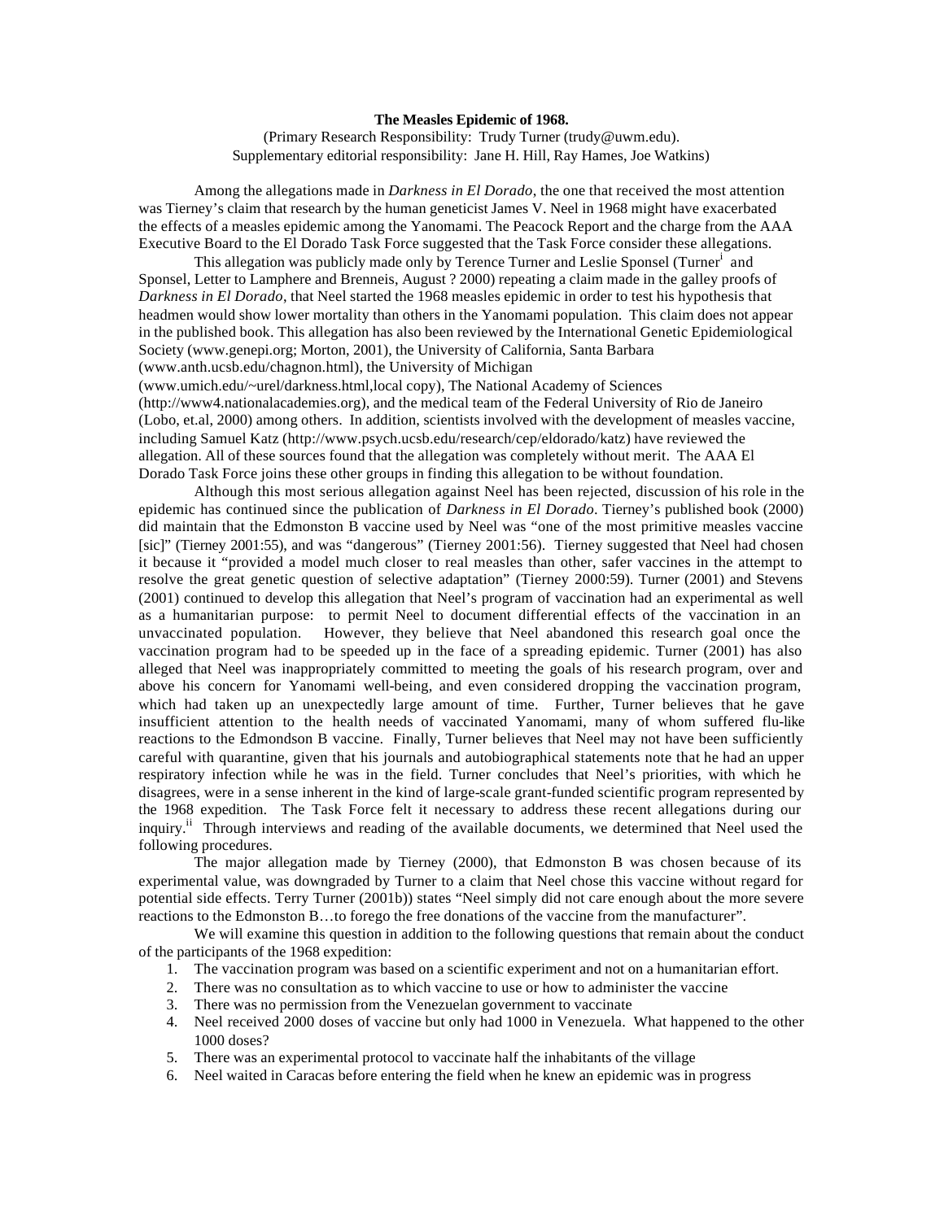**The Measles Epidemic of 1968.**

(Primary Research Responsibility: Trudy Turner (trudy@uwm.edu).
Supplementary editorial responsibility: Jane H. Hill, Ray Hames, Joe Watkins)

Among the allegations made in *Darkness in El Dorado*, the one that received the most attention was Tierney's claim that research by the human geneticist James V. Neel in 1968 might have exacerbated the effects of a measles epidemic among the Yanomami. The Peacock Report and the charge from the AAA Executive Board to the El Dorado Task Force suggested that the Task Force consider these allegations.

This allegation was publicly made only by Terence Turner and Leslie Sponsel (Turner[i] and Sponsel, Letter to Lamphere and Brenneis, August ? 2000) repeating a claim made in the galley proofs of *Darkness in El Dorado*, that Neel started the 1968 measles epidemic in order to test his hypothesis that headmen would show lower mortality than others in the Yanomami population. This claim does not appear in the published book. This allegation has also been reviewed by the International Genetic Epidemiological Society (www.genepi.org; Morton, 2001), the University of California, Santa Barbara (www.anth.ucsb.edu/chagnon.html), the University of Michigan (www.umich.edu/~urel/darkness.html,local copy), The National Academy of Sciences (http://www4.nationalacademies.org), and the medical team of the Federal University of Rio de Janeiro (Lobo, et.al, 2000) among others. In addition, scientists involved with the development of measles vaccine, including Samuel Katz (http://www.psych.ucsb.edu/research/cep/eldorado/katz) have reviewed the allegation. All of these sources found that the allegation was completely without merit. The AAA El Dorado Task Force joins these other groups in finding this allegation to be without foundation.

Although this most serious allegation against Neel has been rejected, discussion of his role in the epidemic has continued since the publication of *Darkness in El Dorado*. Tierney's published book (2000) did maintain that the Edmonston B vaccine used by Neel was "one of the most primitive measles vaccine [sic]" (Tierney 2001:55), and was "dangerous" (Tierney 2001:56). Tierney suggested that Neel had chosen it because it "provided a model much closer to real measles than other, safer vaccines in the attempt to resolve the great genetic question of selective adaptation" (Tierney 2000:59). Turner (2001) and Stevens (2001) continued to develop this allegation that Neel's program of vaccination had an experimental as well as a humanitarian purpose: to permit Neel to document differential effects of the vaccination in an unvaccinated population. However, they believe that Neel abandoned this research goal once the vaccination program had to be speeded up in the face of a spreading epidemic. Turner (2001) has also alleged that Neel was inappropriately committed to meeting the goals of his research program, over and above his concern for Yanomami well-being, and even considered dropping the vaccination program, which had taken up an unexpectedly large amount of time. Further, Turner believes that he gave insufficient attention to the health needs of vaccinated Yanomami, many of whom suffered flu-like reactions to the Edmondson B vaccine. Finally, Turner believes that Neel may not have been sufficiently careful with quarantine, given that his journals and autobiographical statements note that he had an upper respiratory infection while he was in the field. Turner concludes that Neel's priorities, with which he disagrees, were in a sense inherent in the kind of large-scale grant-funded scientific program represented by the 1968 expedition. The Task Force felt it necessary to address these recent allegations during our inquiry.[ii] Through interviews and reading of the available documents, we determined that Neel used the following procedures.

The major allegation made by Tierney (2000), that Edmonston B was chosen because of its experimental value, was downgraded by Turner to a claim that Neel chose this vaccine without regard for potential side effects. Terry Turner (2001b)) states "Neel simply did not care enough about the more severe reactions to the Edmonston B…to forego the free donations of the vaccine from the manufacturer".

We will examine this question in addition to the following questions that remain about the conduct of the participants of the 1968 expedition:

1. The vaccination program was based on a scientific experiment and not on a humanitarian effort.
2. There was no consultation as to which vaccine to use or how to administer the vaccine
3. There was no permission from the Venezuelan government to vaccinate
4. Neel received 2000 doses of vaccine but only had 1000 in Venezuela. What happened to the other 1000 doses?
5. There was an experimental protocol to vaccinate half the inhabitants of the village
6. Neel waited in Caracas before entering the field when he knew an epidemic was in progress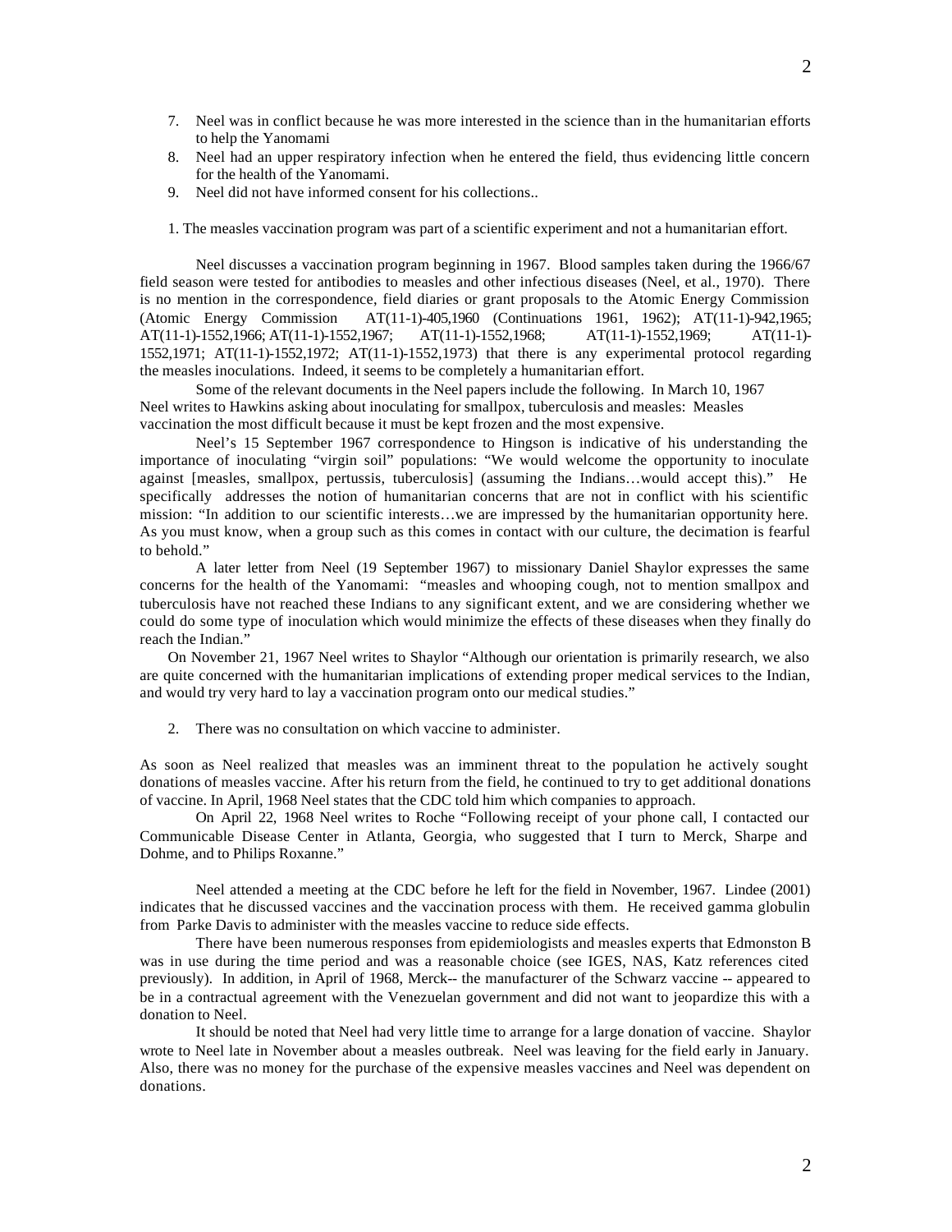7. Neel was in conflict because he was more interested in the science than in the humanitarian efforts to help the Yanomami
8. Neel had an upper respiratory infection when he entered the field, thus evidencing little concern for the health of the Yanomami.
9. Neel did not have informed consent for his collections..

1. The measles vaccination program was part of a scientific experiment and not a humanitarian effort.

Neel discusses a vaccination program beginning in 1967. Blood samples taken during the 1966/67 field season were tested for antibodies to measles and other infectious diseases (Neel, et al., 1970). There is no mention in the correspondence, field diaries or grant proposals to the Atomic Energy Commission (Atomic Energy Commission AT(11-1)-405,1960 (Continuations 1961, 1962); AT(11-1)-942,1965; AT(11-1)-1552,1966; AT(11-1)-1552,1967; AT(11-1)-1552,1968; AT(11-1)-1552,1969; AT(11-1)-1552,1971; AT(11-1)-1552,1972; AT(11-1)-1552,1973) that there is any experimental protocol regarding the measles inoculations. Indeed, it seems to be completely a humanitarian effort.

Some of the relevant documents in the Neel papers include the following. In March 10, 1967 Neel writes to Hawkins asking about inoculating for smallpox, tuberculosis and measles: Measles vaccination the most difficult because it must be kept frozen and the most expensive.

Neel's 15 September 1967 correspondence to Hingson is indicative of his understanding the importance of inoculating "virgin soil" populations: "We would welcome the opportunity to inoculate against [measles, smallpox, pertussis, tuberculosis] (assuming the Indians…would accept this)." He specifically addresses the notion of humanitarian concerns that are not in conflict with his scientific mission: "In addition to our scientific interests…we are impressed by the humanitarian opportunity here. As you must know, when a group such as this comes in contact with our culture, the decimation is fearful to behold."

A later letter from Neel (19 September 1967) to missionary Daniel Shaylor expresses the same concerns for the health of the Yanomami: "measles and whooping cough, not to mention smallpox and tuberculosis have not reached these Indians to any significant extent, and we are considering whether we could do some type of inoculation which would minimize the effects of these diseases when they finally do reach the Indian."

On November 21, 1967 Neel writes to Shaylor "Although our orientation is primarily research, we also are quite concerned with the humanitarian implications of extending proper medical services to the Indian, and would try very hard to lay a vaccination program onto our medical studies."

2. There was no consultation on which vaccine to administer.

As soon as Neel realized that measles was an imminent threat to the population he actively sought donations of measles vaccine. After his return from the field, he continued to try to get additional donations of vaccine. In April, 1968 Neel states that the CDC told him which companies to approach.

On April 22, 1968 Neel writes to Roche "Following receipt of your phone call, I contacted our Communicable Disease Center in Atlanta, Georgia, who suggested that I turn to Merck, Sharpe and Dohme, and to Philips Roxanne."

Neel attended a meeting at the CDC before he left for the field in November, 1967. Lindee (2001) indicates that he discussed vaccines and the vaccination process with them. He received gamma globulin from Parke Davis to administer with the measles vaccine to reduce side effects.

There have been numerous responses from epidemiologists and measles experts that Edmonston B was in use during the time period and was a reasonable choice (see IGES, NAS, Katz references cited previously). In addition, in April of 1968, Merck-- the manufacturer of the Schwarz vaccine -- appeared to be in a contractual agreement with the Venezuelan government and did not want to jeopardize this with a donation to Neel.

It should be noted that Neel had very little time to arrange for a large donation of vaccine. Shaylor wrote to Neel late in November about a measles outbreak. Neel was leaving for the field early in January. Also, there was no money for the purchase of the expensive measles vaccines and Neel was dependent on donations.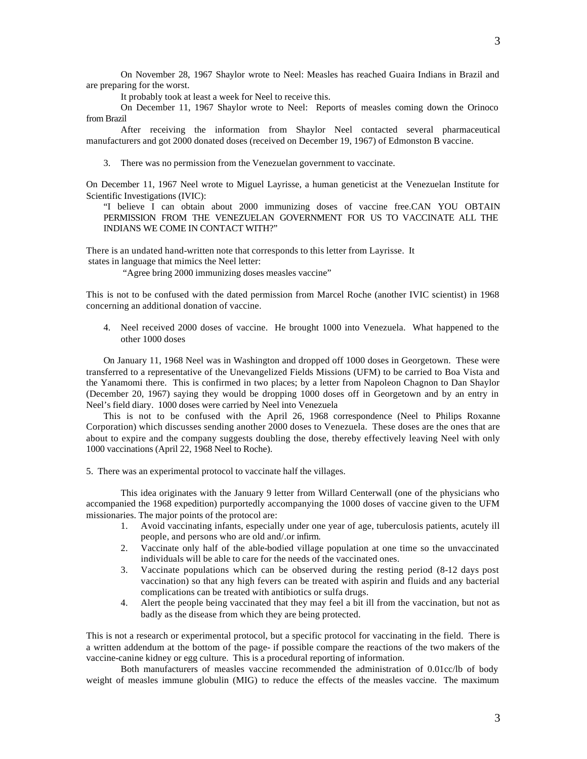On November 28, 1967 Shaylor wrote to Neel: Measles has reached Guaira Indians in Brazil and are preparing for the worst.

It probably took at least a week for Neel to receive this.

On December 11, 1967 Shaylor wrote to Neel: Reports of measles coming down the Orinoco from Brazil

After receiving the information from Shaylor Neel contacted several pharmaceutical manufacturers and got 2000 donated doses (received on December 19, 1967) of Edmonston B vaccine.

3. There was no permission from the Venezuelan government to vaccinate.

On December 11, 1967 Neel wrote to Miguel Layrisse, a human geneticist at the Venezuelan Institute for Scientific Investigations (IVIC):

> "I believe I can obtain about 2000 immunizing doses of vaccine free.CAN YOU OBTAIN PERMISSION FROM THE VENEZUELAN GOVERNMENT FOR US TO VACCINATE ALL THE INDIANS WE COME IN CONTACT WITH?"

There is an undated hand-written note that corresponds to this letter from Layrisse. It states in language that mimics the Neel letter:

> "Agree bring 2000 immunizing doses measles vaccine"

This is not to be confused with the dated permission from Marcel Roche (another IVIC scientist) in 1968 concerning an additional donation of vaccine.

4. Neel received 2000 doses of vaccine. He brought 1000 into Venezuela. What happened to the other 1000 doses

On January 11, 1968 Neel was in Washington and dropped off 1000 doses in Georgetown. These were transferred to a representative of the Unevangelized Fields Missions (UFM) to be carried to Boa Vista and the Yanamomi there. This is confirmed in two places; by a letter from Napoleon Chagnon to Dan Shaylor (December 20, 1967) saying they would be dropping 1000 doses off in Georgetown and by an entry in Neel's field diary. 1000 doses were carried by Neel into Venezuela

This is not to be confused with the April 26, 1968 correspondence (Neel to Philips Roxanne Corporation) which discusses sending another 2000 doses to Venezuela. These doses are the ones that are about to expire and the company suggests doubling the dose, thereby effectively leaving Neel with only 1000 vaccinations (April 22, 1968 Neel to Roche).

5. There was an experimental protocol to vaccinate half the villages.

This idea originates with the January 9 letter from Willard Centerwall (one of the physicians who accompanied the 1968 expedition) purportedly accompanying the 1000 doses of vaccine given to the UFM missionaries. The major points of the protocol are:

1. Avoid vaccinating infants, especially under one year of age, tuberculosis patients, acutely ill people, and persons who are old and/.or infirm.
2. Vaccinate only half of the able-bodied village population at one time so the unvaccinated individuals will be able to care for the needs of the vaccinated ones.
3. Vaccinate populations which can be observed during the resting period (8-12 days post vaccination) so that any high fevers can be treated with aspirin and fluids and any bacterial complications can be treated with antibiotics or sulfa drugs.
4. Alert the people being vaccinated that they may feel a bit ill from the vaccination, but not as badly as the disease from which they are being protected.

This is not a research or experimental protocol, but a specific protocol for vaccinating in the field. There is a written addendum at the bottom of the page- if possible compare the reactions of the two makers of the vaccine-canine kidney or egg culture. This is a procedural reporting of information.

Both manufacturers of measles vaccine recommended the administration of 0.01cc/lb of body weight of measles immune globulin (MIG) to reduce the effects of the measles vaccine. The maximum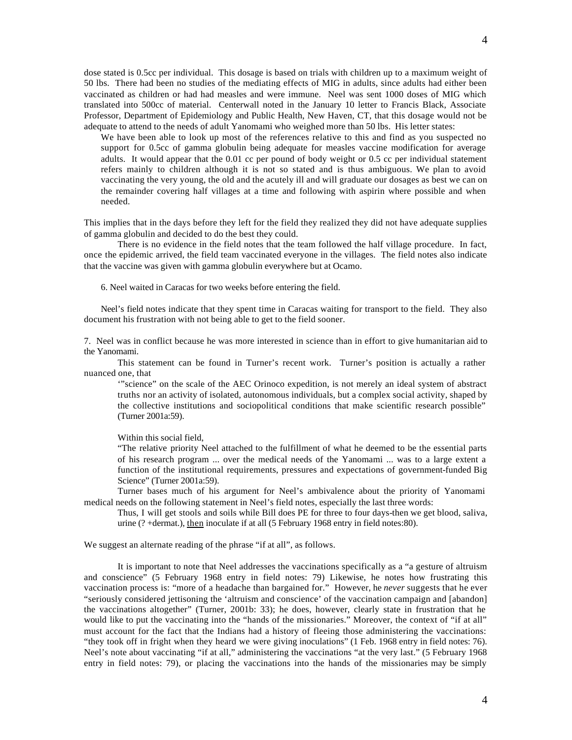dose stated is 0.5cc per individual. This dosage is based on trials with children up to a maximum weight of 50 lbs. There had been no studies of the mediating effects of MIG in adults, since adults had either been vaccinated as children or had had measles and were immune. Neel was sent 1000 doses of MIG which translated into 500cc of material. Centerwall noted in the January 10 letter to Francis Black, Associate Professor, Department of Epidemiology and Public Health, New Haven, CT, that this dosage would not be adequate to attend to the needs of adult Yanomami who weighed more than 50 lbs. His letter states:

> We have been able to look up most of the references relative to this and find as you suspected no support for 0.5cc of gamma globulin being adequate for measles vaccine modification for average adults. It would appear that the 0.01 cc per pound of body weight or 0.5 cc per individual statement refers mainly to children although it is not so stated and is thus ambiguous. We plan to avoid vaccinating the very young, the old and the acutely ill and will graduate our dosages as best we can on the remainder covering half villages at a time and following with aspirin where possible and when needed.

This implies that in the days before they left for the field they realized they did not have adequate supplies of gamma globulin and decided to do the best they could.

There is no evidence in the field notes that the team followed the half village procedure. In fact, once the epidemic arrived, the field team vaccinated everyone in the villages. The field notes also indicate that the vaccine was given with gamma globulin everywhere but at Ocamo.

6. Neel waited in Caracas for two weeks before entering the field.

Neel's field notes indicate that they spent time in Caracas waiting for transport to the field. They also document his frustration with not being able to get to the field sooner.

7. Neel was in conflict because he was more interested in science than in effort to give humanitarian aid to the Yanomami.

This statement can be found in Turner's recent work. Turner's position is actually a rather nuanced one, that

> '"science" on the scale of the AEC Orinoco expedition, is not merely an ideal system of abstract truths nor an activity of isolated, autonomous individuals, but a complex social activity, shaped by the collective institutions and sociopolitical conditions that make scientific research possible" (Turner 2001a:59).

Within this social field,

> "The relative priority Neel attached to the fulfillment of what he deemed to be the essential parts of his research program ... over the medical needs of the Yanomami ... was to a large extent a function of the institutional requirements, pressures and expectations of government-funded Big Science" (Turner 2001a:59).

Turner bases much of his argument for Neel's ambivalence about the priority of Yanomami medical needs on the following statement in Neel's field notes, especially the last three words:

> Thus, I will get stools and soils while Bill does PE for three to four days-then we get blood, saliva, urine (? +dermat.), <u>then</u> inoculate if at all (5 February 1968 entry in field notes:80).

We suggest an alternate reading of the phrase "if at all", as follows.

It is important to note that Neel addresses the vaccinations specifically as a "a gesture of altruism and conscience" (5 February 1968 entry in field notes: 79) Likewise, he notes how frustrating this vaccination process is: "more of a headache than bargained for." However, he *never* suggests that he ever "seriously considered jettisoning the 'altruism and conscience' of the vaccination campaign and [abandon] the vaccinations altogether" (Turner, 2001b: 33); he does, however, clearly state in frustration that he would like to put the vaccinating into the "hands of the missionaries." Moreover, the context of "if at all" must account for the fact that the Indians had a history of fleeing those administering the vaccinations: "they took off in fright when they heard we were giving inoculations" (1 Feb. 1968 entry in field notes: 76). Neel's note about vaccinating "if at all," administering the vaccinations "at the very last." (5 February 1968 entry in field notes: 79), or placing the vaccinations into the hands of the missionaries may be simply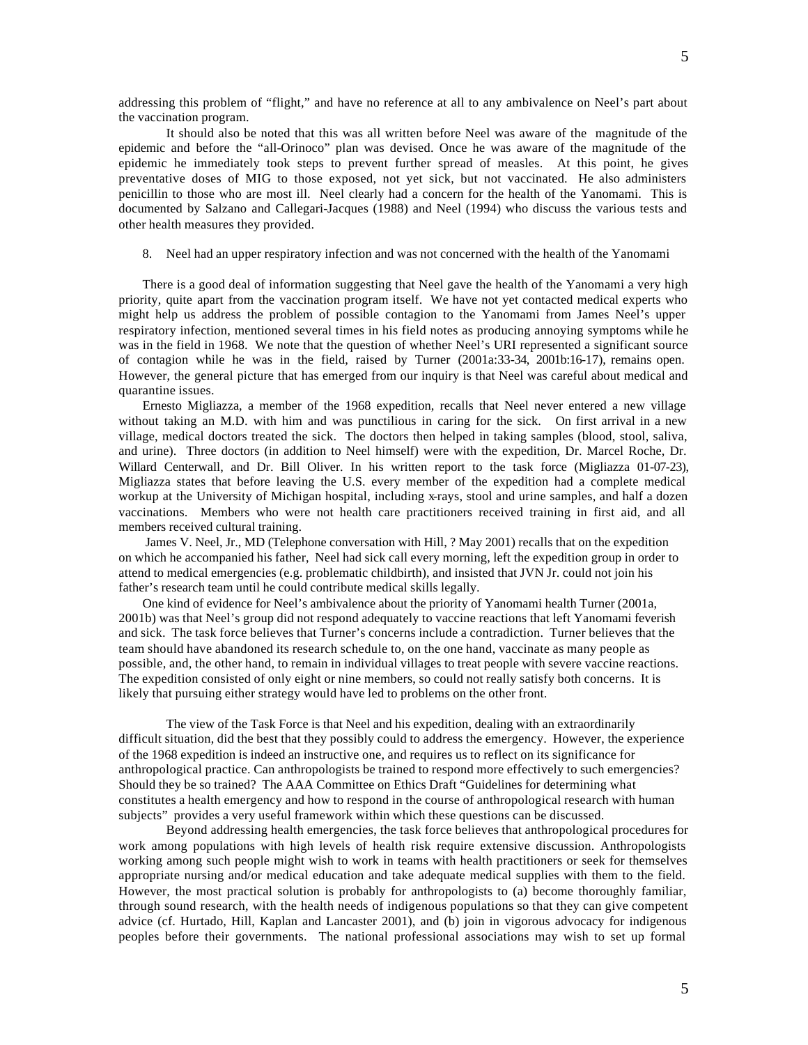addressing this problem of "flight," and have no reference at all to any ambivalence on Neel's part about the vaccination program.

It should also be noted that this was all written before Neel was aware of the magnitude of the epidemic and before the "all-Orinoco" plan was devised. Once he was aware of the magnitude of the epidemic he immediately took steps to prevent further spread of measles. At this point, he gives preventative doses of MIG to those exposed, not yet sick, but not vaccinated. He also administers penicillin to those who are most ill. Neel clearly had a concern for the health of the Yanomami. This is documented by Salzano and Callegari-Jacques (1988) and Neel (1994) who discuss the various tests and other health measures they provided.

8. Neel had an upper respiratory infection and was not concerned with the health of the Yanomami

There is a good deal of information suggesting that Neel gave the health of the Yanomami a very high priority, quite apart from the vaccination program itself. We have not yet contacted medical experts who might help us address the problem of possible contagion to the Yanomami from James Neel's upper respiratory infection, mentioned several times in his field notes as producing annoying symptoms while he was in the field in 1968. We note that the question of whether Neel's URI represented a significant source of contagion while he was in the field, raised by Turner (2001a:33-34, 2001b:16-17), remains open. However, the general picture that has emerged from our inquiry is that Neel was careful about medical and quarantine issues.

Ernesto Migliazza, a member of the 1968 expedition, recalls that Neel never entered a new village without taking an M.D. with him and was punctilious in caring for the sick. On first arrival in a new village, medical doctors treated the sick. The doctors then helped in taking samples (blood, stool, saliva, and urine). Three doctors (in addition to Neel himself) were with the expedition, Dr. Marcel Roche, Dr. Willard Centerwall, and Dr. Bill Oliver. In his written report to the task force (Migliazza 01-07-23), Migliazza states that before leaving the U.S. every member of the expedition had a complete medical workup at the University of Michigan hospital, including x-rays, stool and urine samples, and half a dozen vaccinations. Members who were not health care practitioners received training in first aid, and all members received cultural training.

James V. Neel, Jr., MD (Telephone conversation with Hill, ? May 2001) recalls that on the expedition on which he accompanied his father, Neel had sick call every morning, left the expedition group in order to attend to medical emergencies (e.g. problematic childbirth), and insisted that JVN Jr. could not join his father's research team until he could contribute medical skills legally.

One kind of evidence for Neel's ambivalence about the priority of Yanomami health Turner (2001a, 2001b) was that Neel's group did not respond adequately to vaccine reactions that left Yanomami feverish and sick. The task force believes that Turner's concerns include a contradiction. Turner believes that the team should have abandoned its research schedule to, on the one hand, vaccinate as many people as possible, and, the other hand, to remain in individual villages to treat people with severe vaccine reactions. The expedition consisted of only eight or nine members, so could not really satisfy both concerns. It is likely that pursuing either strategy would have led to problems on the other front.

The view of the Task Force is that Neel and his expedition, dealing with an extraordinarily difficult situation, did the best that they possibly could to address the emergency. However, the experience of the 1968 expedition is indeed an instructive one, and requires us to reflect on its significance for anthropological practice. Can anthropologists be trained to respond more effectively to such emergencies? Should they be so trained? The AAA Committee on Ethics Draft "Guidelines for determining what constitutes a health emergency and how to respond in the course of anthropological research with human subjects" provides a very useful framework within which these questions can be discussed.

Beyond addressing health emergencies, the task force believes that anthropological procedures for work among populations with high levels of health risk require extensive discussion. Anthropologists working among such people might wish to work in teams with health practitioners or seek for themselves appropriate nursing and/or medical education and take adequate medical supplies with them to the field. However, the most practical solution is probably for anthropologists to (a) become thoroughly familiar, through sound research, with the health needs of indigenous populations so that they can give competent advice (cf. Hurtado, Hill, Kaplan and Lancaster 2001), and (b) join in vigorous advocacy for indigenous peoples before their governments. The national professional associations may wish to set up formal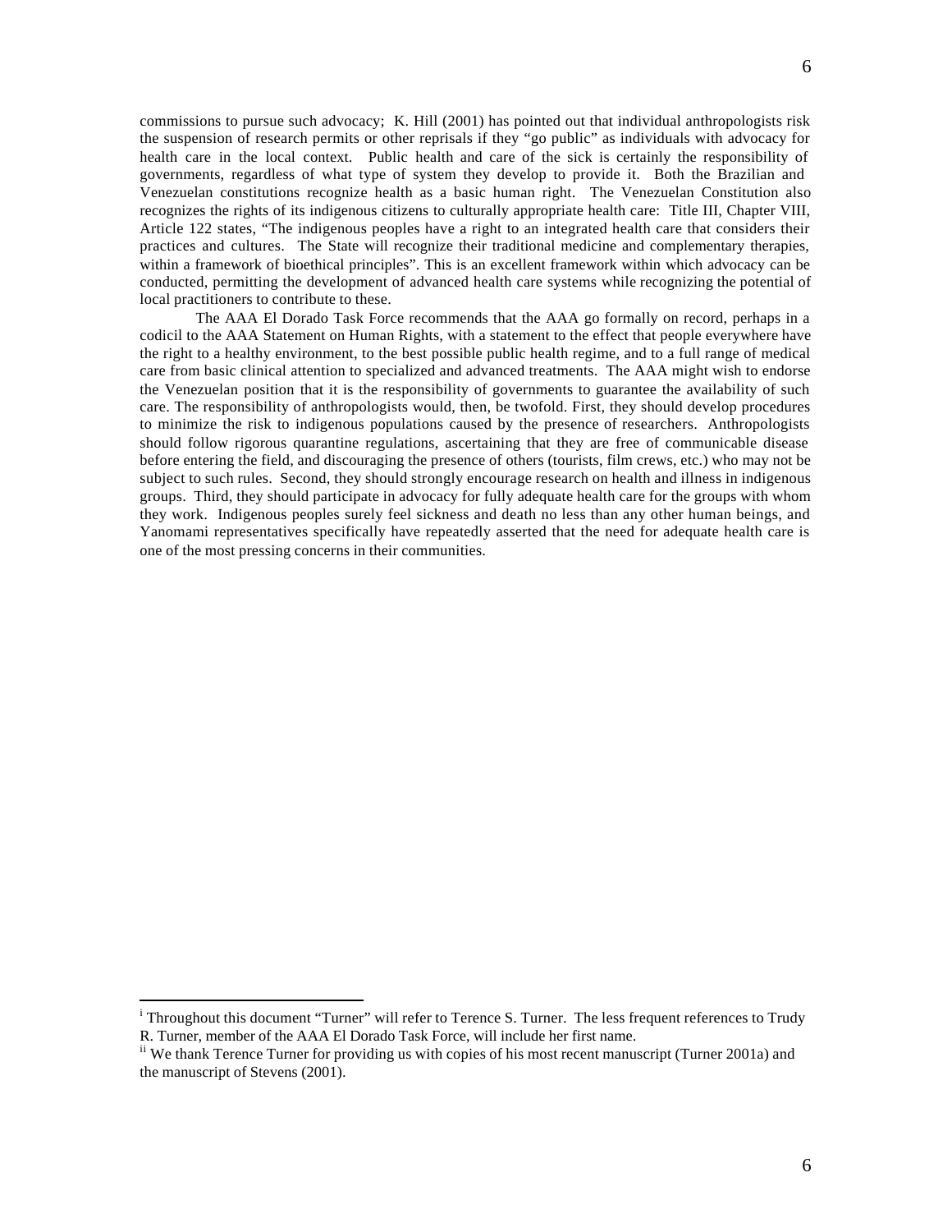commissions to pursue such advocacy; K. Hill (2001) has pointed out that individual anthropologists risk the suspension of research permits or other reprisals if they "go public" as individuals with advocacy for health care in the local context. Public health and care of the sick is certainly the responsibility of governments, regardless of what type of system they develop to provide it. Both the Brazilian and Venezuelan constitutions recognize health as a basic human right. The Venezuelan Constitution also recognizes the rights of its indigenous citizens to culturally appropriate health care: Title III, Chapter VIII, Article 122 states, "The indigenous peoples have a right to an integrated health care that considers their practices and cultures. The State will recognize their traditional medicine and complementary therapies, within a framework of bioethical principles". This is an excellent framework within which advocacy can be conducted, permitting the development of advanced health care systems while recognizing the potential of local practitioners to contribute to these.

The AAA El Dorado Task Force recommends that the AAA go formally on record, perhaps in a codicil to the AAA Statement on Human Rights, with a statement to the effect that people everywhere have the right to a healthy environment, to the best possible public health regime, and to a full range of medical care from basic clinical attention to specialized and advanced treatments. The AAA might wish to endorse the Venezuelan position that it is the responsibility of governments to guarantee the availability of such care. The responsibility of anthropologists would, then, be twofold. First, they should develop procedures to minimize the risk to indigenous populations caused by the presence of researchers. Anthropologists should follow rigorous quarantine regulations, ascertaining that they are free of communicable disease before entering the field, and discouraging the presence of others (tourists, film crews, etc.) who may not be subject to such rules. Second, they should strongly encourage research on health and illness in indigenous groups. Third, they should participate in advocacy for fully adequate health care for the groups with whom they work. Indigenous peoples surely feel sickness and death no less than any other human beings, and Yanomami representatives specifically have repeatedly asserted that the need for adequate health care is one of the most pressing concerns in their communities.

---

[i] Throughout this document "Turner" will refer to Terence S. Turner. The less frequent references to Trudy R. Turner, member of the AAA El Dorado Task Force, will include her first name.

[ii] We thank Terence Turner for providing us with copies of his most recent manuscript (Turner 2001a) and the manuscript of Stevens (2001).